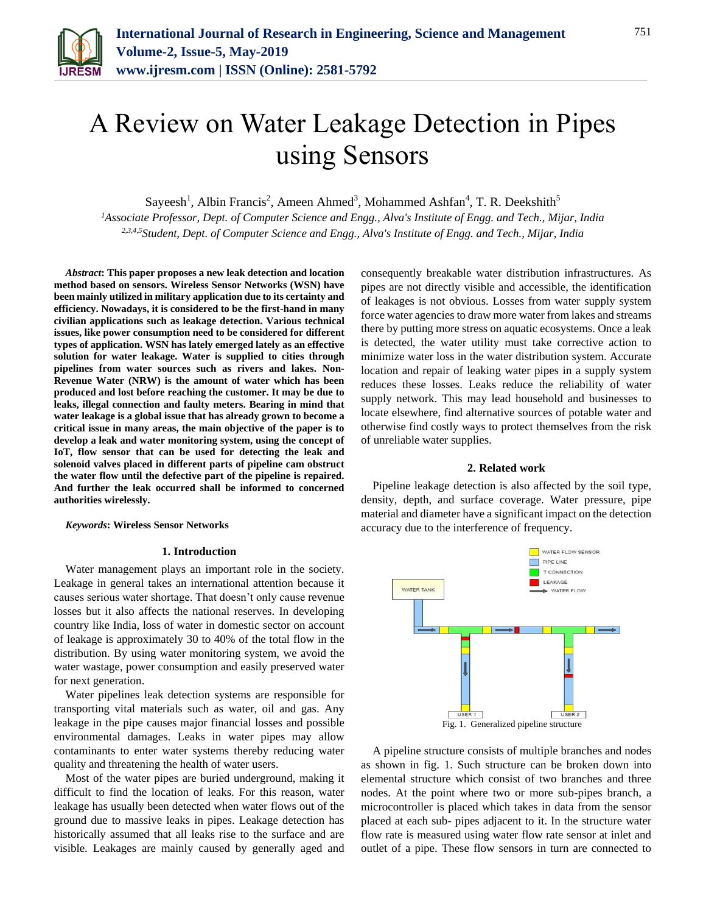# A Review on Water Leakage Detection in Pipes using Sensors

Sayeesh[1], Albin Francis[2], Ameen Ahmed[3], Mohammed Ashfan[4], T. R. Deekshith[5]

[1]*Associate Professor, Dept. of Computer Science and Engg., Alva's Institute of Engg. and Tech., Mijar, India*
[2,3,4,5]*Student, Dept. of Computer Science and Engg., Alva's Institute of Engg. and Tech., Mijar, India*

***Abstract*: This paper proposes a new leak detection and location method based on sensors. Wireless Sensor Networks (WSN) have been mainly utilized in military application due to its certainty and efficiency. Nowadays, it is considered to be the first-hand in many civilian applications such as leakage detection. Various technical issues, like power consumption need to be considered for different types of application. WSN has lately emerged lately as an effective solution for water leakage. Water is supplied to cities through pipelines from water sources such as rivers and lakes. Non-Revenue Water (NRW) is the amount of water which has been produced and lost before reaching the customer. It may be due to leaks, illegal connection and faulty meters. Bearing in mind that water leakage is a global issue that has already grown to become a critical issue in many areas, the main objective of the paper is to develop a leak and water monitoring system, using the concept of IoT, flow sensor that can be used for detecting the leak and solenoid valves placed in different parts of pipeline cam obstruct the water flow until the defective part of the pipeline is repaired. And further the leak occurred shall be informed to concerned authorities wirelessly.**

***Keywords*: Wireless Sensor Networks**

## 1. Introduction

Water management plays an important role in the society. Leakage in general takes an international attention because it causes serious water shortage. That doesn't only cause revenue losses but it also affects the national reserves. In developing country like India, loss of water in domestic sector on account of leakage is approximately 30 to 40% of the total flow in the distribution. By using water monitoring system, we avoid the water wastage, power consumption and easily preserved water for next generation.

Water pipelines leak detection systems are responsible for transporting vital materials such as water, oil and gas. Any leakage in the pipe causes major financial losses and possible environmental damages. Leaks in water pipes may allow contaminants to enter water systems thereby reducing water quality and threatening the health of water users.

Most of the water pipes are buried underground, making it difficult to find the location of leaks. For this reason, water leakage has usually been detected when water flows out of the ground due to massive leaks in pipes. Leakage detection has historically assumed that all leaks rise to the surface and are visible. Leakages are mainly caused by generally aged and consequently breakable water distribution infrastructures. As pipes are not directly visible and accessible, the identification of leakages is not obvious. Losses from water supply system force water agencies to draw more water from lakes and streams there by putting more stress on aquatic ecosystems. Once a leak is detected, the water utility must take corrective action to minimize water loss in the water distribution system. Accurate location and repair of leaking water pipes in a supply system reduces these losses. Leaks reduce the reliability of water supply network. This may lead household and businesses to locate elsewhere, find alternative sources of potable water and otherwise find costly ways to protect themselves from the risk of unreliable water supplies.

## 2. Related work

Pipeline leakage detection is also affected by the soil type, density, depth, and surface coverage. Water pressure, pipe material and diameter have a significant impact on the detection accuracy due to the interference of frequency.

Fig. 1. Generalized pipeline structure

A pipeline structure consists of multiple branches and nodes as shown in fig. 1. Such structure can be broken down into elemental structure which consist of two branches and three nodes. At the point where two or more sub-pipes branch, a microcontroller is placed which takes in data from the sensor placed at each sub- pipes adjacent to it. In the structure water flow rate is measured using water flow rate sensor at inlet and outlet of a pipe. These flow sensors in turn are connected to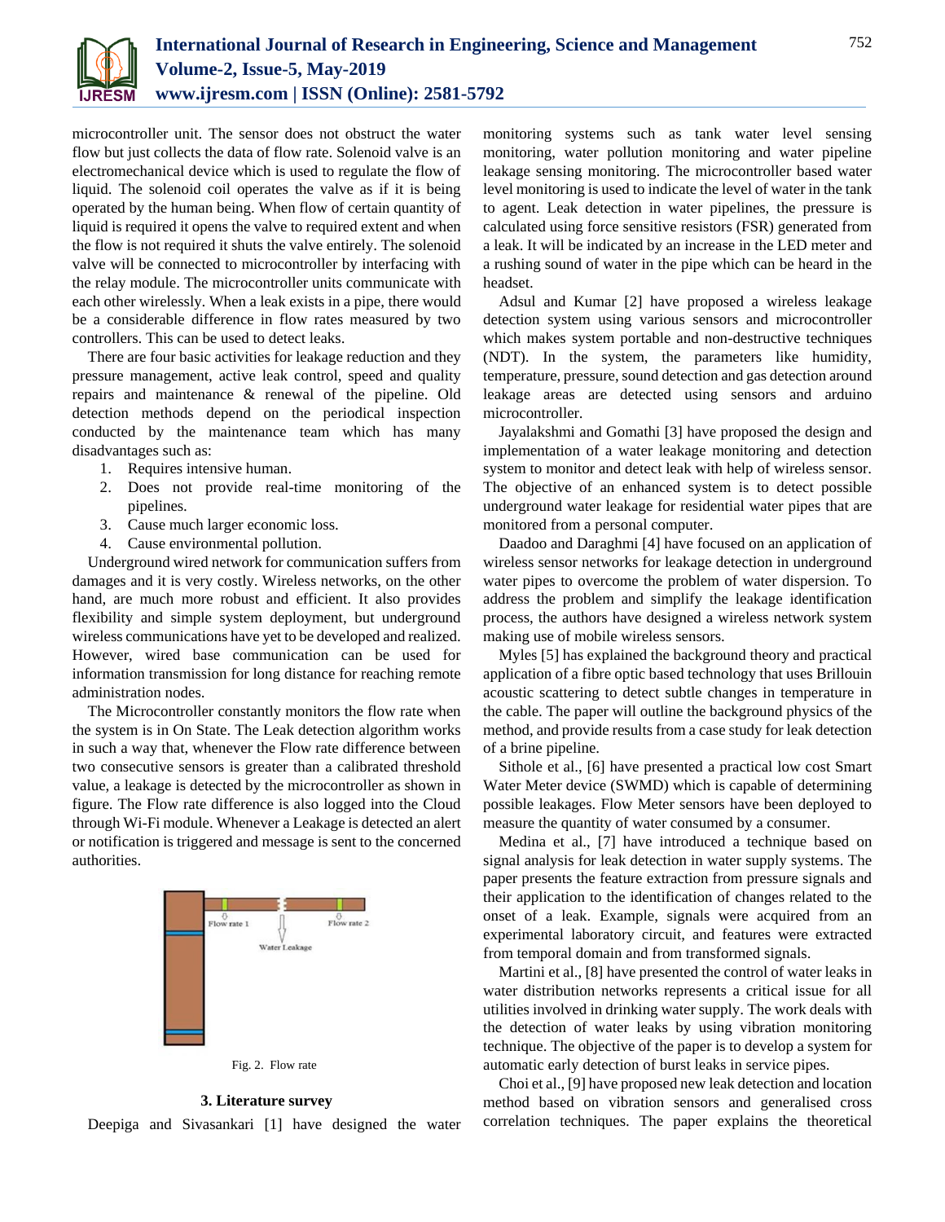microcontroller unit. The sensor does not obstruct the water flow but just collects the data of flow rate. Solenoid valve is an electromechanical device which is used to regulate the flow of liquid. The solenoid coil operates the valve as if it is being operated by the human being. When flow of certain quantity of liquid is required it opens the valve to required extent and when the flow is not required it shuts the valve entirely. The solenoid valve will be connected to microcontroller by interfacing with the relay module. The microcontroller units communicate with each other wirelessly. When a leak exists in a pipe, there would be a considerable difference in flow rates measured by two controllers. This can be used to detect leaks.

There are four basic activities for leakage reduction and they pressure management, active leak control, speed and quality repairs and maintenance & renewal of the pipeline. Old detection methods depend on the periodical inspection conducted by the maintenance team which has many disadvantages such as:

1. Requires intensive human.
2. Does not provide real-time monitoring of the pipelines.
3. Cause much larger economic loss.
4. Cause environmental pollution.

Underground wired network for communication suffers from damages and it is very costly. Wireless networks, on the other hand, are much more robust and efficient. It also provides flexibility and simple system deployment, but underground wireless communications have yet to be developed and realized. However, wired base communication can be used for information transmission for long distance for reaching remote administration nodes.

The Microcontroller constantly monitors the flow rate when the system is in On State. The Leak detection algorithm works in such a way that, whenever the Flow rate difference between two consecutive sensors is greater than a calibrated threshold value, a leakage is detected by the microcontroller as shown in figure. The Flow rate difference is also logged into the Cloud through Wi-Fi module. Whenever a Leakage is detected an alert or notification is triggered and message is sent to the concerned authorities.

Flow rate 1 Flow rate 2

Water Leakage

Fig. 2. Flow rate

## 3. Literature survey

Deepiga and Sivasankari [1] have designed the water monitoring systems such as tank water level sensing monitoring, water pollution monitoring and water pipeline leakage sensing monitoring. The microcontroller based water level monitoring is used to indicate the level of water in the tank to agent. Leak detection in water pipelines, the pressure is calculated using force sensitive resistors (FSR) generated from a leak. It will be indicated by an increase in the LED meter and a rushing sound of water in the pipe which can be heard in the headset.

Adsul and Kumar [2] have proposed a wireless leakage detection system using various sensors and microcontroller which makes system portable and non-destructive techniques (NDT). In the system, the parameters like humidity, temperature, pressure, sound detection and gas detection around leakage areas are detected using sensors and arduino microcontroller.

Jayalakshmi and Gomathi [3] have proposed the design and implementation of a water leakage monitoring and detection system to monitor and detect leak with help of wireless sensor. The objective of an enhanced system is to detect possible underground water leakage for residential water pipes that are monitored from a personal computer.

Daadoo and Daraghmi [4] have focused on an application of wireless sensor networks for leakage detection in underground water pipes to overcome the problem of water dispersion. To address the problem and simplify the leakage identification process, the authors have designed a wireless network system making use of mobile wireless sensors.

Myles [5] has explained the background theory and practical application of a fibre optic based technology that uses Brillouin acoustic scattering to detect subtle changes in temperature in the cable. The paper will outline the background physics of the method, and provide results from a case study for leak detection of a brine pipeline.

Sithole et al., [6] have presented a practical low cost Smart Water Meter device (SWMD) which is capable of determining possible leakages. Flow Meter sensors have been deployed to measure the quantity of water consumed by a consumer.

Medina et al., [7] have introduced a technique based on signal analysis for leak detection in water supply systems. The paper presents the feature extraction from pressure signals and their application to the identification of changes related to the onset of a leak. Example, signals were acquired from an experimental laboratory circuit, and features were extracted from temporal domain and from transformed signals.

Martini et al., [8] have presented the control of water leaks in water distribution networks represents a critical issue for all utilities involved in drinking water supply. The work deals with the detection of water leaks by using vibration monitoring technique. The objective of the paper is to develop a system for automatic early detection of burst leaks in service pipes.

Choi et al., [9] have proposed new leak detection and location method based on vibration sensors and generalised cross correlation techniques. The paper explains the theoretical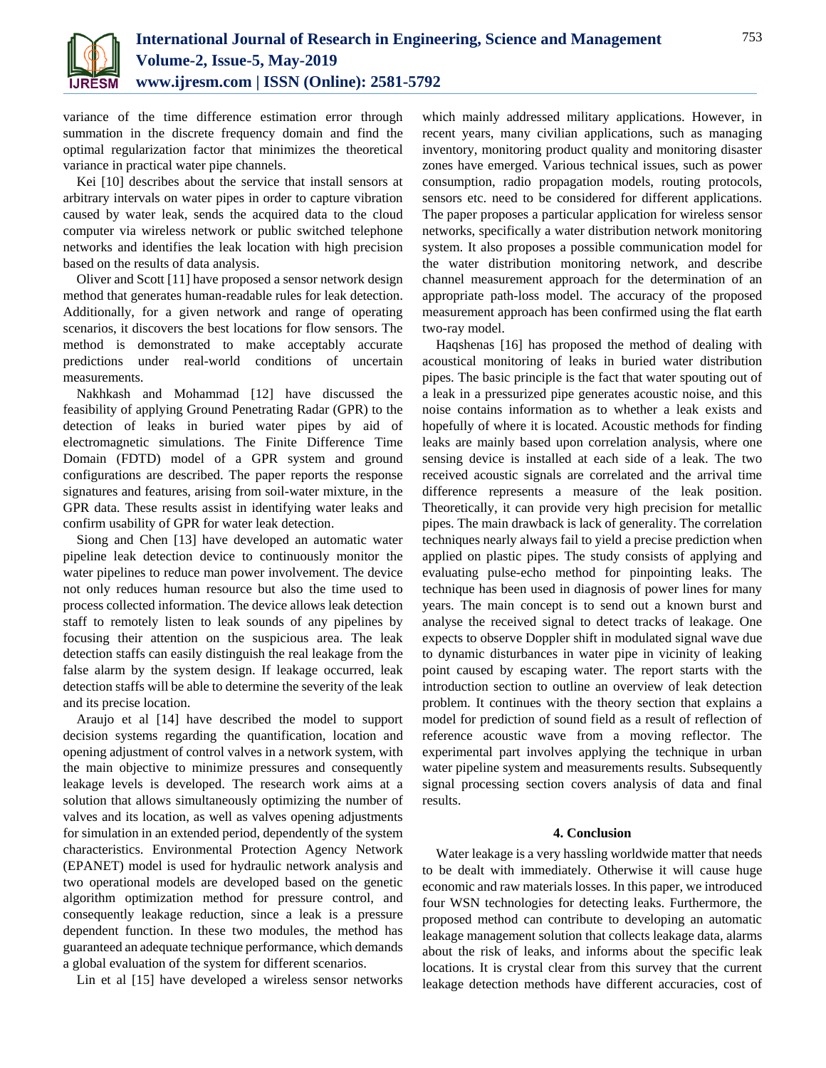variance of the time difference estimation error through summation in the discrete frequency domain and find the optimal regularization factor that minimizes the theoretical variance in practical water pipe channels.

Kei [10] describes about the service that install sensors at arbitrary intervals on water pipes in order to capture vibration caused by water leak, sends the acquired data to the cloud computer via wireless network or public switched telephone networks and identifies the leak location with high precision based on the results of data analysis.

Oliver and Scott [11] have proposed a sensor network design method that generates human-readable rules for leak detection. Additionally, for a given network and range of operating scenarios, it discovers the best locations for flow sensors. The method is demonstrated to make acceptably accurate predictions under real-world conditions of uncertain measurements.

Nakhkash and Mohammad [12] have discussed the feasibility of applying Ground Penetrating Radar (GPR) to the detection of leaks in buried water pipes by aid of electromagnetic simulations. The Finite Difference Time Domain (FDTD) model of a GPR system and ground configurations are described. The paper reports the response signatures and features, arising from soil-water mixture, in the GPR data. These results assist in identifying water leaks and confirm usability of GPR for water leak detection.

Siong and Chen [13] have developed an automatic water pipeline leak detection device to continuously monitor the water pipelines to reduce man power involvement. The device not only reduces human resource but also the time used to process collected information. The device allows leak detection staff to remotely listen to leak sounds of any pipelines by focusing their attention on the suspicious area. The leak detection staffs can easily distinguish the real leakage from the false alarm by the system design. If leakage occurred, leak detection staffs will be able to determine the severity of the leak and its precise location.

Araujo et al [14] have described the model to support decision systems regarding the quantification, location and opening adjustment of control valves in a network system, with the main objective to minimize pressures and consequently leakage levels is developed. The research work aims at a solution that allows simultaneously optimizing the number of valves and its location, as well as valves opening adjustments for simulation in an extended period, dependently of the system characteristics. Environmental Protection Agency Network (EPANET) model is used for hydraulic network analysis and two operational models are developed based on the genetic algorithm optimization method for pressure control, and consequently leakage reduction, since a leak is a pressure dependent function. In these two modules, the method has guaranteed an adequate technique performance, which demands a global evaluation of the system for different scenarios.

Lin et al [15] have developed a wireless sensor networks which mainly addressed military applications. However, in recent years, many civilian applications, such as managing inventory, monitoring product quality and monitoring disaster zones have emerged. Various technical issues, such as power consumption, radio propagation models, routing protocols, sensors etc. need to be considered for different applications. The paper proposes a particular application for wireless sensor networks, specifically a water distribution network monitoring system. It also proposes a possible communication model for the water distribution monitoring network, and describe channel measurement approach for the determination of an appropriate path-loss model. The accuracy of the proposed measurement approach has been confirmed using the flat earth two-ray model.

Haqshenas [16] has proposed the method of dealing with acoustical monitoring of leaks in buried water distribution pipes. The basic principle is the fact that water spouting out of a leak in a pressurized pipe generates acoustic noise, and this noise contains information as to whether a leak exists and hopefully of where it is located. Acoustic methods for finding leaks are mainly based upon correlation analysis, where one sensing device is installed at each side of a leak. The two received acoustic signals are correlated and the arrival time difference represents a measure of the leak position. Theoretically, it can provide very high precision for metallic pipes. The main drawback is lack of generality. The correlation techniques nearly always fail to yield a precise prediction when applied on plastic pipes. The study consists of applying and evaluating pulse-echo method for pinpointing leaks. The technique has been used in diagnosis of power lines for many years. The main concept is to send out a known burst and analyse the received signal to detect tracks of leakage. One expects to observe Doppler shift in modulated signal wave due to dynamic disturbances in water pipe in vicinity of leaking point caused by escaping water. The report starts with the introduction section to outline an overview of leak detection problem. It continues with the theory section that explains a model for prediction of sound field as a result of reflection of reference acoustic wave from a moving reflector. The experimental part involves applying the technique in urban water pipeline system and measurements results. Subsequently signal processing section covers analysis of data and final results.

## 4. Conclusion

Water leakage is a very hassling worldwide matter that needs to be dealt with immediately. Otherwise it will cause huge economic and raw materials losses. In this paper, we introduced four WSN technologies for detecting leaks. Furthermore, the proposed method can contribute to developing an automatic leakage management solution that collects leakage data, alarms about the risk of leaks, and informs about the specific leak locations. It is crystal clear from this survey that the current leakage detection methods have different accuracies, cost of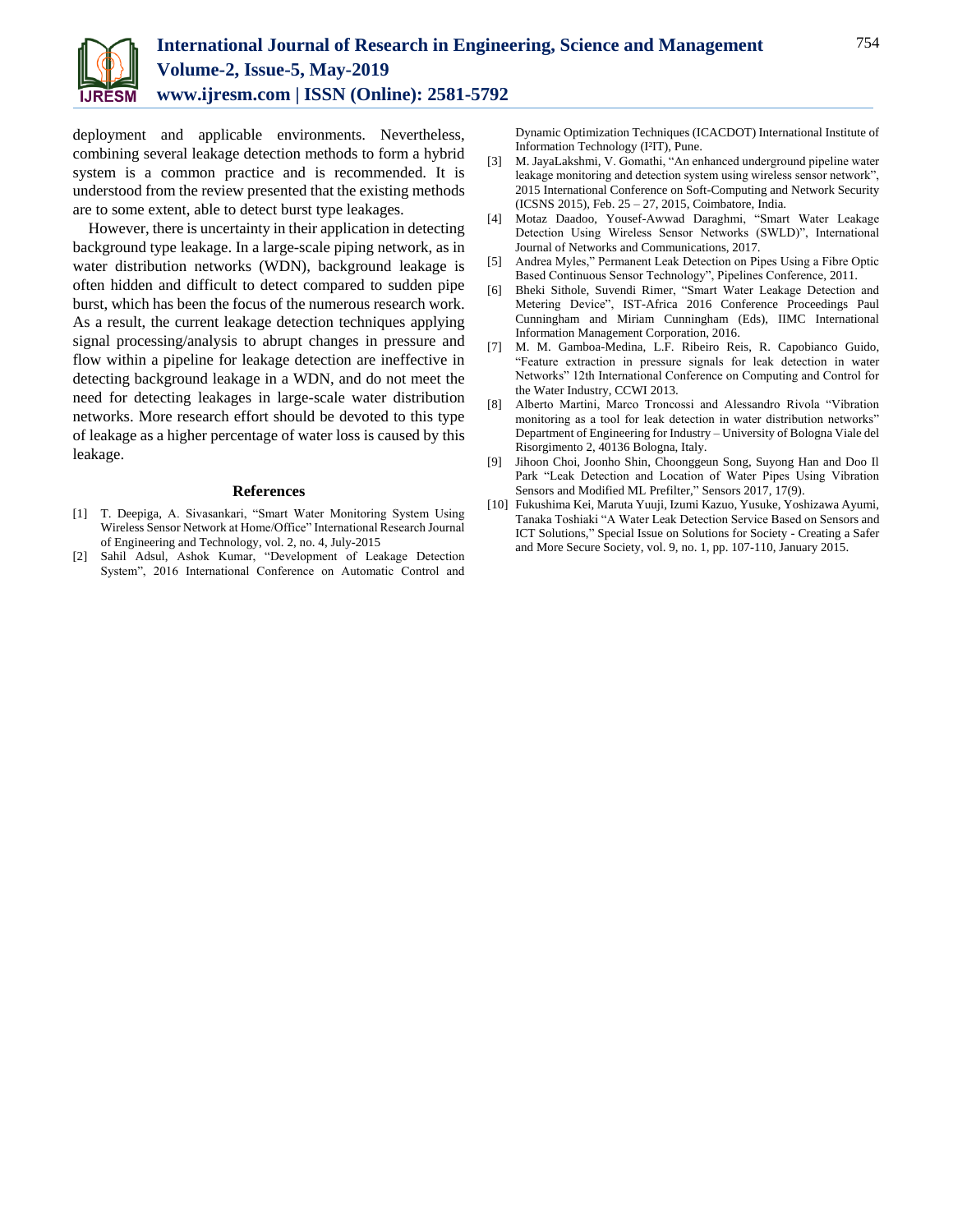deployment and applicable environments. Nevertheless, combining several leakage detection methods to form a hybrid system is a common practice and is recommended. It is understood from the review presented that the existing methods are to some extent, able to detect burst type leakages.

However, there is uncertainty in their application in detecting background type leakage. In a large-scale piping network, as in water distribution networks (WDN), background leakage is often hidden and difficult to detect compared to sudden pipe burst, which has been the focus of the numerous research work. As a result, the current leakage detection techniques applying signal processing/analysis to abrupt changes in pressure and flow within a pipeline for leakage detection are ineffective in detecting background leakage in a WDN, and do not meet the need for detecting leakages in large-scale water distribution networks. More research effort should be devoted to this type of leakage as a higher percentage of water loss is caused by this leakage.

## References

[1] T. Deepiga, A. Sivasankari, "Smart Water Monitoring System Using Wireless Sensor Network at Home/Office" International Research Journal of Engineering and Technology, vol. 2, no. 4, July-2015

[2] Sahil Adsul, Ashok Kumar, "Development of Leakage Detection System", 2016 International Conference on Automatic Control and Dynamic Optimization Techniques (ICACDOT) International Institute of Information Technology (I²IT), Pune.

[3] M. JayaLakshmi, V. Gomathi, "An enhanced underground pipeline water leakage monitoring and detection system using wireless sensor network", 2015 International Conference on Soft-Computing and Network Security (ICSNS 2015), Feb. 25 – 27, 2015, Coimbatore, India.

[4] Motaz Daadoo, Yousef-Awwad Daraghmi, "Smart Water Leakage Detection Using Wireless Sensor Networks (SWLD)", International Journal of Networks and Communications, 2017.

[5] Andrea Myles," Permanent Leak Detection on Pipes Using a Fibre Optic Based Continuous Sensor Technology", Pipelines Conference, 2011.

[6] Bheki Sithole, Suvendi Rimer, "Smart Water Leakage Detection and Metering Device", IST-Africa 2016 Conference Proceedings Paul Cunningham and Miriam Cunningham (Eds), IIMC International Information Management Corporation, 2016.

[7] M. M. Gamboa-Medina, L.F. Ribeiro Reis, R. Capobianco Guido, "Feature extraction in pressure signals for leak detection in water Networks" 12th International Conference on Computing and Control for the Water Industry, CCWI 2013.

[8] Alberto Martini, Marco Troncossi and Alessandro Rivola "Vibration monitoring as a tool for leak detection in water distribution networks" Department of Engineering for Industry – University of Bologna Viale del Risorgimento 2, 40136 Bologna, Italy.

[9] Jihoon Choi, Joonho Shin, Choonggeun Song, Suyong Han and Doo Il Park "Leak Detection and Location of Water Pipes Using Vibration Sensors and Modified ML Prefilter," Sensors 2017, 17(9).

[10] Fukushima Kei, Maruta Yuuji, Izumi Kazuo, Yusuke, Yoshizawa Ayumi, Tanaka Toshiaki "A Water Leak Detection Service Based on Sensors and ICT Solutions," Special Issue on Solutions for Society - Creating a Safer and More Secure Society, vol. 9, no. 1, pp. 107-110, January 2015.